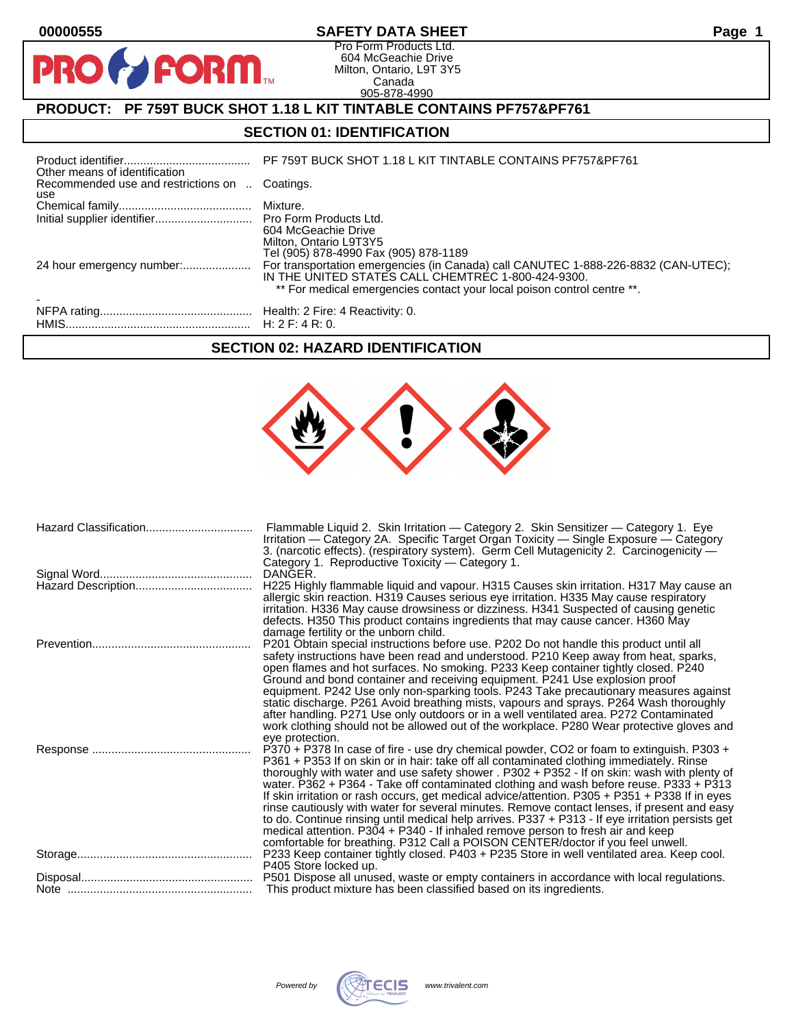# SAFETY DATA SHEET

00000555

Pro Form Products Ltd.
604 McGeachie Drive
Milton, Ontario, L9T 3Y5
Canada
905-878-4990

## PRODUCT: PF 759T BUCK SHOT 1.18 L KIT TINTABLE CONTAINS PF757&PF761

## SECTION 01: IDENTIFICATION

| | |
|---|---|
| Product identifier | PF 759T BUCK SHOT 1.18 L KIT TINTABLE CONTAINS PF757&PF761 |
| Other means of identification | |
| Recommended use and restrictions on use | Coatings. |
| Chemical family | Mixture. |
| Initial supplier identifier | Pro Form Products Ltd.<br>604 McGeachie Drive<br>Milton, Ontario L9T3Y5<br>Tel (905) 878-4990 Fax (905) 878-1189 |
| 24 hour emergency number: | For transportation emergencies (in Canada) call CANUTEC 1-888-226-8832 (CAN-UTEC); IN THE UNITED STATES CALL CHEMTREC 1-800-424-9300.<br>** For medical emergencies contact your local poison control centre **. |
| - | |
| NFPA rating | Health: 2 Fire: 4 Reactivity: 0. |
| HMIS | H: 2 F: 4 R: 0. |

## SECTION 02: HAZARD IDENTIFICATION

| | |
|---|---|
| Hazard Classification | Flammable Liquid 2. Skin Irritation — Category 2. Skin Sensitizer — Category 1. Eye Irritation — Category 2A. Specific Target Organ Toxicity — Single Exposure — Category 3. (narcotic effects). (respiratory system). Germ Cell Mutagenicity 2. Carcinogenicity — Category 1. Reproductive Toxicity — Category 1. |
| Signal Word | DANGER. |
| Hazard Description | H225 Highly flammable liquid and vapour. H315 Causes skin irritation. H317 May cause an allergic skin reaction. H319 Causes serious eye irritation. H335 May cause respiratory irritation. H336 May cause drowsiness or dizziness. H341 Suspected of causing genetic defects. H350 This product contains ingredients that may cause cancer. H360 May damage fertility or the unborn child. |
| Prevention | P201 Obtain special instructions before use. P202 Do not handle this product until all safety instructions have been read and understood. P210 Keep away from heat, sparks, open flames and hot surfaces. No smoking. P233 Keep container tightly closed. P240 Ground and bond container and receiving equipment. P241 Use explosion proof equipment. P242 Use only non-sparking tools. P243 Take precautionary measures against static discharge. P261 Avoid breathing mists, vapours and sprays. P264 Wash thoroughly after handling. P271 Use only outdoors or in a well ventilated area. P272 Contaminated work clothing should not be allowed out of the workplace. P280 Wear protective gloves and eye protection. |
| Response | P370 + P378 In case of fire - use dry chemical powder, CO2 or foam to extinguish. P303 + P361 + P353 If on skin or in hair: take off all contaminated clothing immediately. Rinse thoroughly with water and use safety shower . P302 + P352 - If on skin: wash with plenty of water. P362 + P364 - Take off contaminated clothing and wash before reuse. P333 + P313 If skin irritation or rash occurs, get medical advice/attention. P305 + P351 + P338 If in eyes rinse cautiously with water for several minutes. Remove contact lenses, if present and easy to do. Continue rinsing until medical help arrives. P337 + P313 - If eye irritation persists get medical attention. P304 + P340 - If inhaled remove person to fresh air and keep comfortable for breathing. P312 Call a POISON CENTER/doctor if you feel unwell. |
| Storage | P233 Keep container tightly closed. P403 + P235 Store in well ventilated area. Keep cool. P405 Store locked up. |
| Disposal | P501 Dispose all unused, waste or empty containers in accordance with local regulations. |
| Note | This product mixture has been classified based on its ingredients. |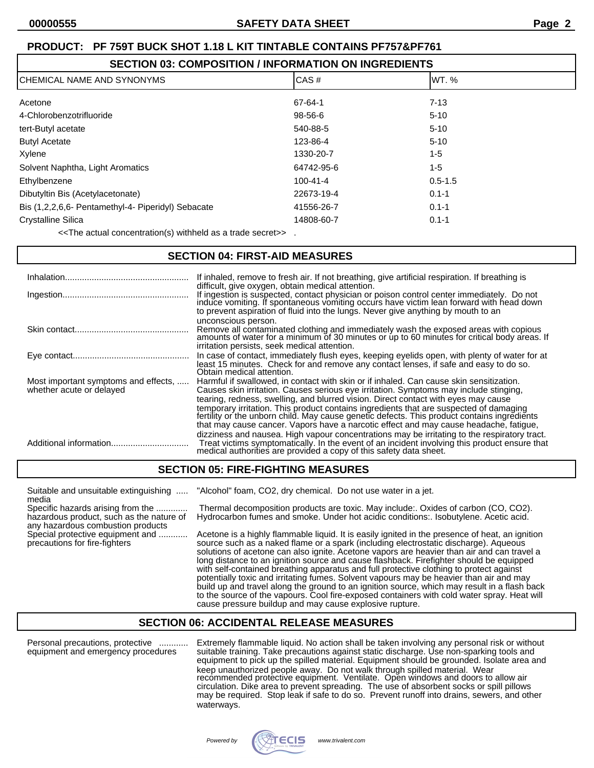## PRODUCT: PF 759T BUCK SHOT 1.18 L KIT TINTABLE CONTAINS PF757&PF761

## SECTION 03: COMPOSITION / INFORMATION ON INGREDIENTS

| CHEMICAL NAME AND SYNONYMS | CAS # | WT. % |
|---|---|---|
| Acetone | 67-64-1 | 7-13 |
| 4-Chlorobenzotrifluoride | 98-56-6 | 5-10 |
| tert-Butyl acetate | 540-88-5 | 5-10 |
| Butyl Acetate | 123-86-4 | 5-10 |
| Xylene | 1330-20-7 | 1-5 |
| Solvent Naphtha, Light Aromatics | 64742-95-6 | 1-5 |
| Ethylbenzene | 100-41-4 | 0.5-1.5 |
| Dibutyltin Bis (Acetylacetonate) | 22673-19-4 | 0.1-1 |
| Bis (1,2,2,6,6- Pentamethyl-4- Piperidyl) Sebacate | 41556-26-7 | 0.1-1 |
| Crystalline Silica | 14808-60-7 | 0.1-1 |

<<The actual concentration(s) withheld as a trade secret>> .

## SECTION 04: FIRST-AID MEASURES

**Inhalation**: If inhaled, remove to fresh air. If not breathing, give artificial respiration. If breathing is difficult, give oxygen, obtain medical attention.

**Ingestion**: If ingestion is suspected, contact physician or poison control center immediately. Do not induce vomiting. If spontaneous vomiting occurs have victim lean forward with head down to prevent aspiration of fluid into the lungs. Never give anything by mouth to an unconscious person.

**Skin contact**: Remove all contaminated clothing and immediately wash the exposed areas with copious amounts of water for a minimum of 30 minutes or up to 60 minutes for critical body areas. If irritation persists, seek medical attention.

**Eye contact**: In case of contact, immediately flush eyes, keeping eyelids open, with plenty of water for at least 15 minutes. Check for and remove any contact lenses, if safe and easy to do so. Obtain medical attention.

**Most important symptoms and effects, whether acute or delayed**: Harmful if swallowed, in contact with skin or if inhaled. Can cause skin sensitization. Causes skin irritation. Causes serious eye irritation. Symptoms may include stinging, tearing, redness, swelling, and blurred vision. Direct contact with eyes may cause temporary irritation. This product contains ingredients that are suspected of damaging fertility or the unborn child. May cause genetic defects. This product contains ingredients that may cause cancer. Vapors have a narcotic effect and may cause headache, fatigue, dizziness and nausea. High vapour concentrations may be irritating to the respiratory tract.

**Additional information**: Treat victims symptomatically. In the event of an incident involving this product ensure that medical authorities are provided a copy of this safety data sheet.

## SECTION 05: FIRE-FIGHTING MEASURES

**Suitable and unsuitable extinguishing media**: "Alcohol" foam, CO2, dry chemical. Do not use water in a jet.

**Specific hazards arising from the hazardous product, such as the nature of any hazardous combustion products**: Thermal decomposition products are toxic. May include:. Oxides of carbon (CO, CO2). Hydrocarbon fumes and smoke. Under hot acidic conditions:. Isobutylene. Acetic acid.

**Special protective equipment and precautions for fire-fighters**: Acetone is a highly flammable liquid. It is easily ignited in the presence of heat, an ignition source such as a naked flame or a spark (including electrostatic discharge). Aqueous solutions of acetone can also ignite. Acetone vapors are heavier than air and can travel a long distance to an ignition source and cause flashback. Firefighter should be equipped with self-contained breathing apparatus and full protective clothing to protect against potentially toxic and irritating fumes. Solvent vapours may be heavier than air and may build up and travel along the ground to an ignition source, which may result in a flash back to the source of the vapours. Cool fire-exposed containers with cold water spray. Heat will cause pressure buildup and may cause explosive rupture.

## SECTION 06: ACCIDENTAL RELEASE MEASURES

**Personal precautions, protective equipment and emergency procedures**: Extremely flammable liquid. No action shall be taken involving any personal risk or without suitable training. Take precautions against static discharge. Use non-sparking tools and equipment to pick up the spilled material. Equipment should be grounded. Isolate area and keep unauthorized people away. Do not walk through spilled material. Wear recommended protective equipment. Ventilate. Open windows and doors to allow air circulation. Dike area to prevent spreading. The use of absorbent socks or spill pillows may be required. Stop leak if safe to do so. Prevent runoff into drains, sewers, and other waterways.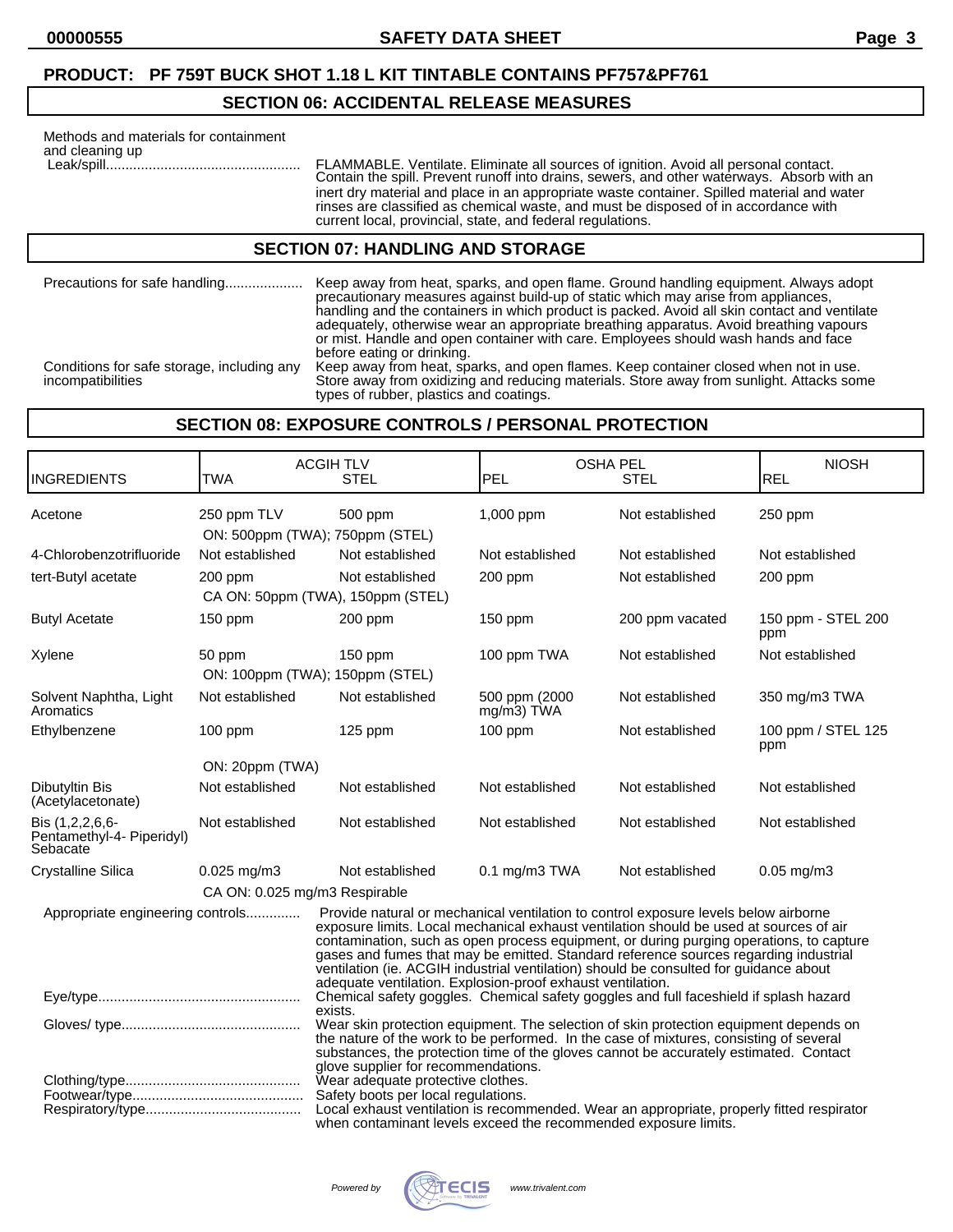**PRODUCT: PF 759T BUCK SHOT 1.18 L KIT TINTABLE CONTAINS PF757&PF761**

## SECTION 06: ACCIDENTAL RELEASE MEASURES

Methods and materials for containment and cleaning up

Leak/spill.................................................. FLAMMABLE. Ventilate. Eliminate all sources of ignition. Avoid all personal contact. Contain the spill. Prevent runoff into drains, sewers, and other waterways. Absorb with an inert dry material and place in an appropriate waste container. Spilled material and water rinses are classified as chemical waste, and must be disposed of in accordance with current local, provincial, state, and federal regulations.

## SECTION 07: HANDLING AND STORAGE

Precautions for safe handling.................... Keep away from heat, sparks, and open flame. Ground handling equipment. Always adopt precautionary measures against build-up of static which may arise from appliances, handling and the containers in which product is packed. Avoid all skin contact and ventilate adequately, otherwise wear an appropriate breathing apparatus. Avoid breathing vapours or mist. Handle and open container with care. Employees should wash hands and face before eating or drinking.

Conditions for safe storage, including any incompatibilities: Keep away from heat, sparks, and open flames. Keep container closed when not in use. Store away from oxidizing and reducing materials. Store away from sunlight. Attacks some types of rubber, plastics and coatings.

## SECTION 08: EXPOSURE CONTROLS / PERSONAL PROTECTION

| INGREDIENTS | ACGIH TLV TWA | ACGIH TLV STEL | OSHA PEL PEL | OSHA PEL STEL | NIOSH REL |
|---|---|---|---|---|---|
| Acetone | 250 ppm TLV<br>ON: 500ppm (TWA); 750ppm (STEL) | 500 ppm | 1,000 ppm | Not established | 250 ppm |
| 4-Chlorobenzotrifluoride | Not established | Not established | Not established | Not established | Not established |
| tert-Butyl acetate | 200 ppm<br>CA ON: 50ppm (TWA), 150ppm (STEL) | Not established | 200 ppm | Not established | 200 ppm |
| Butyl Acetate | 150 ppm | 200 ppm | 150 ppm | 200 ppm vacated | 150 ppm - STEL 200 ppm |
| Xylene | 50 ppm<br>ON: 100ppm (TWA); 150ppm (STEL) | 150 ppm | 100 ppm TWA | Not established | Not established |
| Solvent Naphtha, Light Aromatics | Not established | Not established | 500 ppm (2000 mg/m3) TWA | Not established | 350 mg/m3 TWA |
| Ethylbenzene | 100 ppm<br>ON: 20ppm (TWA) | 125 ppm | 100 ppm | Not established | 100 ppm / STEL 125 ppm |
| Dibutyltin Bis (Acetylacetonate) | Not established | Not established | Not established | Not established | Not established |
| Bis (1,2,2,6,6-Pentamethyl-4- Piperidyl) Sebacate | Not established | Not established | Not established | Not established | Not established |
| Crystalline Silica | 0.025 mg/m3<br>CA ON: 0.025 mg/m3 Respirable | Not established | 0.1 mg/m3 TWA | Not established | 0.05 mg/m3 |

Appropriate engineering controls.............. Provide natural or mechanical ventilation to control exposure levels below airborne exposure limits. Local mechanical exhaust ventilation should be used at sources of air contamination, such as open process equipment, or during purging operations, to capture gases and fumes that may be emitted. Standard reference sources regarding industrial ventilation (ie. ACGIH industrial ventilation) should be consulted for guidance about adequate ventilation. Explosion-proof exhaust ventilation.

Eye/type.................................................... Chemical safety goggles. Chemical safety goggles and full faceshield if splash hazard exists.

Gloves/ type.............................................. Wear skin protection equipment. The selection of skin protection equipment depends on the nature of the work to be performed. In the case of mixtures, consisting of several substances, the protection time of the gloves cannot be accurately estimated. Contact glove supplier for recommendations.

Clothing/type............................................. Wear adequate protective clothes.

Footwear/type............................................ Safety boots per local regulations.

Respiratory/type........................................ Local exhaust ventilation is recommended. Wear an appropriate, properly fitted respirator when contaminant levels exceed the recommended exposure limits.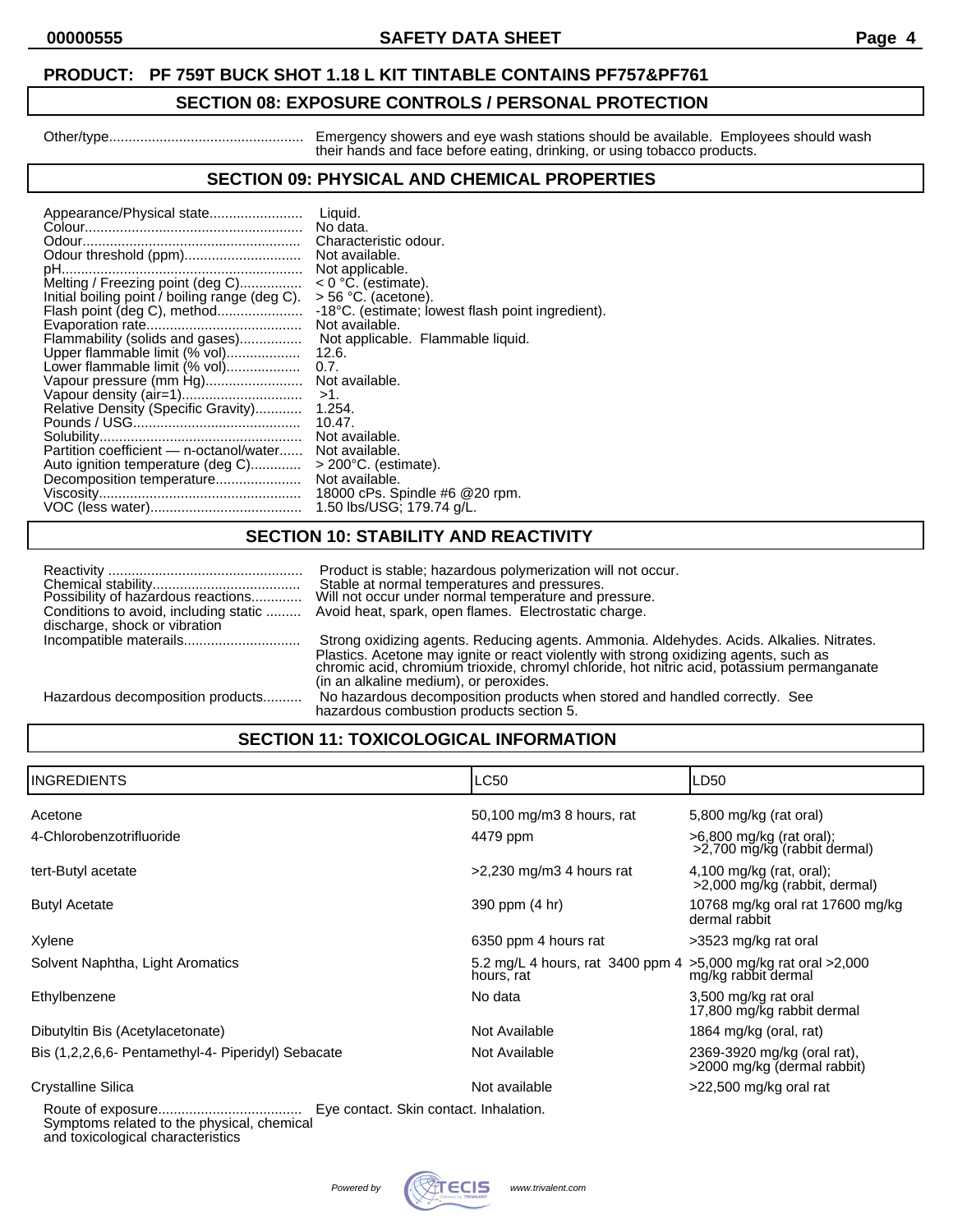**PRODUCT: PF 759T BUCK SHOT 1.18 L KIT TINTABLE CONTAINS PF757&PF761**

## SECTION 08: EXPOSURE CONTROLS / PERSONAL PROTECTION

Other/type.................................................. Emergency showers and eye wash stations should be available. Employees should wash their hands and face before eating, drinking, or using tobacco products.

## SECTION 09: PHYSICAL AND CHEMICAL PROPERTIES

| | |
|---|---|
| Appearance/Physical state | Liquid. |
| Colour | No data. |
| Odour | Characteristic odour. |
| Odour threshold (ppm) | Not available. |
| pH | Not applicable. |
| Melting / Freezing point (deg C) | < 0 °C. (estimate). |
| Initial boiling point / boiling range (deg C). | > 56 °C. (acetone). |
| Flash point (deg C), method | -18°C. (estimate; lowest flash point ingredient). |
| Evaporation rate | Not available. |
| Flammability (solids and gases) | Not applicable. Flammable liquid. |
| Upper flammable limit (% vol) | 12.6. |
| Lower flammable limit (% vol) | 0.7. |
| Vapour pressure (mm Hg) | Not available. |
| Vapour density (air=1) | >1. |
| Relative Density (Specific Gravity) | 1.254. |
| Pounds / USG | 10.47. |
| Solubility | Not available. |
| Partition coefficient — n-octanol/water | Not available. |
| Auto ignition temperature (deg C) | > 200°C. (estimate). |
| Decomposition temperature | Not available. |
| Viscosity | 18000 cPs. Spindle #6 @20 rpm. |
| VOC (less water) | 1.50 lbs/USG; 179.74 g/L. |

## SECTION 10: STABILITY AND REACTIVITY

| | |
|---|---|
| Reactivity | Product is stable; hazardous polymerization will not occur. |
| Chemical stability | Stable at normal temperatures and pressures. |
| Possibility of hazardous reactions | Will not occur under normal temperature and pressure. |
| Conditions to avoid, including static discharge, shock or vibration | Avoid heat, spark, open flames. Electrostatic charge. |
| Incompatible materails | Strong oxidizing agents. Reducing agents. Ammonia. Aldehydes. Acids. Alkalies. Nitrates. Plastics. Acetone may ignite or react violently with strong oxidizing agents, such as chromic acid, chromium trioxide, chromyl chloride, hot nitric acid, potassium permanganate (in an alkaline medium), or peroxides. |
| Hazardous decomposition products | No hazardous decomposition products when stored and handled correctly. See hazardous combustion products section 5. |

## SECTION 11: TOXICOLOGICAL INFORMATION

| INGREDIENTS | LC50 | LD50 |
|---|---|---|
| Acetone | 50,100 mg/m3 8 hours, rat | 5,800 mg/kg (rat oral) |
| 4-Chlorobenzotrifluoride | 4479 ppm | >6,800 mg/kg (rat oral); >2,700 mg/kg (rabbit dermal) |
| tert-Butyl acetate | >2,230 mg/m3 4 hours rat | 4,100 mg/kg (rat, oral); >2,000 mg/kg (rabbit, dermal) |
| Butyl Acetate | 390 ppm (4 hr) | 10768 mg/kg oral rat 17600 mg/kg dermal rabbit |
| Xylene | 6350 ppm 4 hours rat | >3523 mg/kg rat oral |
| Solvent Naphtha, Light Aromatics | 5.2 mg/L 4 hours, rat 3400 ppm 4 hours, rat | >5,000 mg/kg rat oral >2,000 mg/kg rabbit dermal |
| Ethylbenzene | No data | 3,500 mg/kg rat oral 17,800 mg/kg rabbit dermal |
| Dibutyltin Bis (Acetylacetonate) | Not Available | 1864 mg/kg (oral, rat) |
| Bis (1,2,2,6,6- Pentamethyl-4- Piperidyl) Sebacate | Not Available | 2369-3920 mg/kg (oral rat), >2000 mg/kg (dermal rabbit) |
| Crystalline Silica | Not available | >22,500 mg/kg oral rat |

Route of exposure..................................... Eye contact. Skin contact. Inhalation.

Symptoms related to the physical, chemical and toxicological characteristics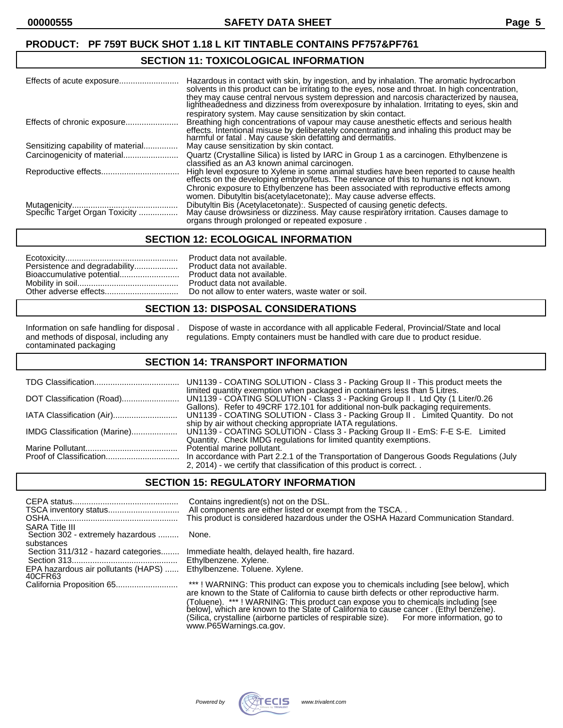**PRODUCT: PF 759T BUCK SHOT 1.18 L KIT TINTABLE CONTAINS PF757&PF761**

## SECTION 11: TOXICOLOGICAL INFORMATION

| | |
|---|---|
| Effects of acute exposure | Hazardous in contact with skin, by ingestion, and by inhalation. The aromatic hydrocarbon solvents in this product can be irritating to the eyes, nose and throat. In high concentration, they may cause central nervous system depression and narcosis characterized by nausea, lightheadedness and dizziness from overexposure by inhalation. Irritating to eyes, skin and respiratory system. May cause sensitization by skin contact. |
| Effects of chronic exposure | Breathing high concentrations of vapour may cause anesthetic effects and serious health effects. Intentional misuse by deliberately concentrating and inhaling this product may be harmful or fatal . May cause skin defatting and dermatitis. |
| Sensitizing capability of material | May cause sensitization by skin contact. |
| Carcinogenicity of material | Quartz (Crystalline Silica) is listed by IARC in Group 1 as a carcinogen. Ethylbenzene is classified as an A3 known animal carcinogen. |
| Reproductive effects | High level exposure to Xylene in some animal studies have been reported to cause health effects on the developing embryo/fetus. The relevance of this to humans is not known. Chronic exposure to Ethylbenzene has been associated with reproductive effects among women. Dibutyltin bis(acetylacetonate);. May cause adverse effects. |
| Mutagenicity | Dibutyltin Bis (Acetylacetonate):. Suspected of causing genetic defects. |
| Specific Target Organ Toxicity | May cause drowsiness or dizziness. May cause respiratory irritation. Causes damage to organs through prolonged or repeated exposure . |

## SECTION 12: ECOLOGICAL INFORMATION

| | |
|---|---|
| Ecotoxicity | Product data not available. |
| Persistence and degradability | Product data not available. |
| Bioaccumulative potential | Product data not available. |
| Mobility in soil | Product data not available. |
| Other adverse effects | Do not allow to enter waters, waste water or soil. |

## SECTION 13: DISPOSAL CONSIDERATIONS

| | |
|---|---|
| Information on safe handling for disposal and methods of disposal, including any contaminated packaging | Dispose of waste in accordance with all applicable Federal, Provincial/State and local regulations. Empty containers must be handled with care due to product residue. |

## SECTION 14: TRANSPORT INFORMATION

| | |
|---|---|
| TDG Classification | UN1139 - COATING SOLUTION - Class 3 - Packing Group II - This product meets the limited quantity exemption when packaged in containers less than 5 Litres. |
| DOT Classification (Road) | UN1139 - COATING SOLUTION - Class 3 - Packing Group II . Ltd Qty (1 Liter/0.26 Gallons). Refer to 49CRF 172.101 for additional non-bulk packaging requirements. |
| IATA Classification (Air) | UN1139 - COATING SOLUTION - Class 3 - Packing Group II . Limited Quantity. Do not ship by air without checking appropriate IATA regulations. |
| IMDG Classification (Marine) | UN1139 - COATING SOLUTION - Class 3 - Packing Group II - EmS: F-E S-E. Limited Quantity. Check IMDG regulations for limited quantity exemptions. |
| Marine Pollutant | Potential marine pollutant. |
| Proof of Classification | In accordance with Part 2.2.1 of the Transportation of Dangerous Goods Regulations (July 2, 2014) - we certify that classification of this product is correct. . |

## SECTION 15: REGULATORY INFORMATION

| | |
|---|---|
| CEPA status | Contains ingredient(s) not on the DSL. |
| TSCA inventory status | All components are either listed or exempt from the TSCA. . |
| OSHA | This product is considered hazardous under the OSHA Hazard Communication Standard. |
| SARA Title III | |
| Section 302 - extremely hazardous substances | None. |
| Section 311/312 - hazard categories | Immediate health, delayed health, fire hazard. |
| Section 313 | Ethylbenzene. Xylene. |
| EPA hazardous air pollutants (HAPS) 40CFR63 | Ethylbenzene. Toluene. Xylene. |
| California Proposition 65 | *** ! WARNING: This product can expose you to chemicals including [see below], which are known to the State of California to cause birth defects or other reproductive harm. (Toluene). *** ! WARNING: This product can expose you to chemicals including [see below], which are known to the State of California to cause cancer . (Ethyl benzene). (Silica, crystalline (airborne particles of respirable size). For more information, go to www.P65Warnings.ca.gov. |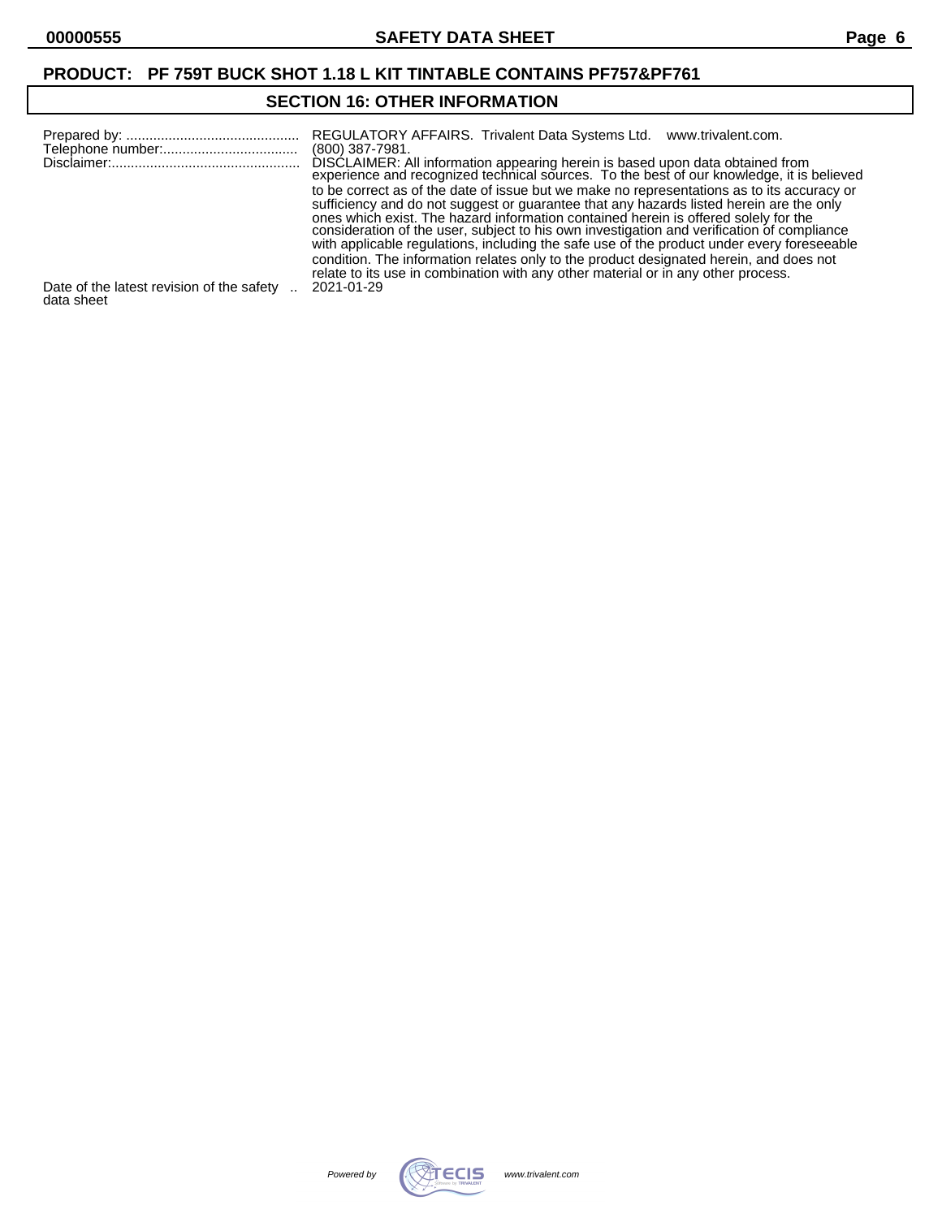**PRODUCT: PF 759T BUCK SHOT 1.18 L KIT TINTABLE CONTAINS PF757&PF761**

## SECTION 16: OTHER INFORMATION

| | |
|---|---|
| Prepared by: | REGULATORY AFFAIRS. Trivalent Data Systems Ltd. www.trivalent.com. |
| Telephone number: | (800) 387-7981. |
| Disclaimer: | DISCLAIMER: All information appearing herein is based upon data obtained from experience and recognized technical sources. To the best of our knowledge, it is believed to be correct as of the date of issue but we make no representations as to its accuracy or sufficiency and do not suggest or guarantee that any hazards listed herein are the only ones which exist. The hazard information contained herein is offered solely for the consideration of the user, subject to his own investigation and verification of compliance with applicable regulations, including the safe use of the product under every foreseeable condition. The information relates only to the product designated herein, and does not relate to its use in combination with any other material or in any other process. |
| Date of the latest revision of the safety data sheet | 2021-01-29 |